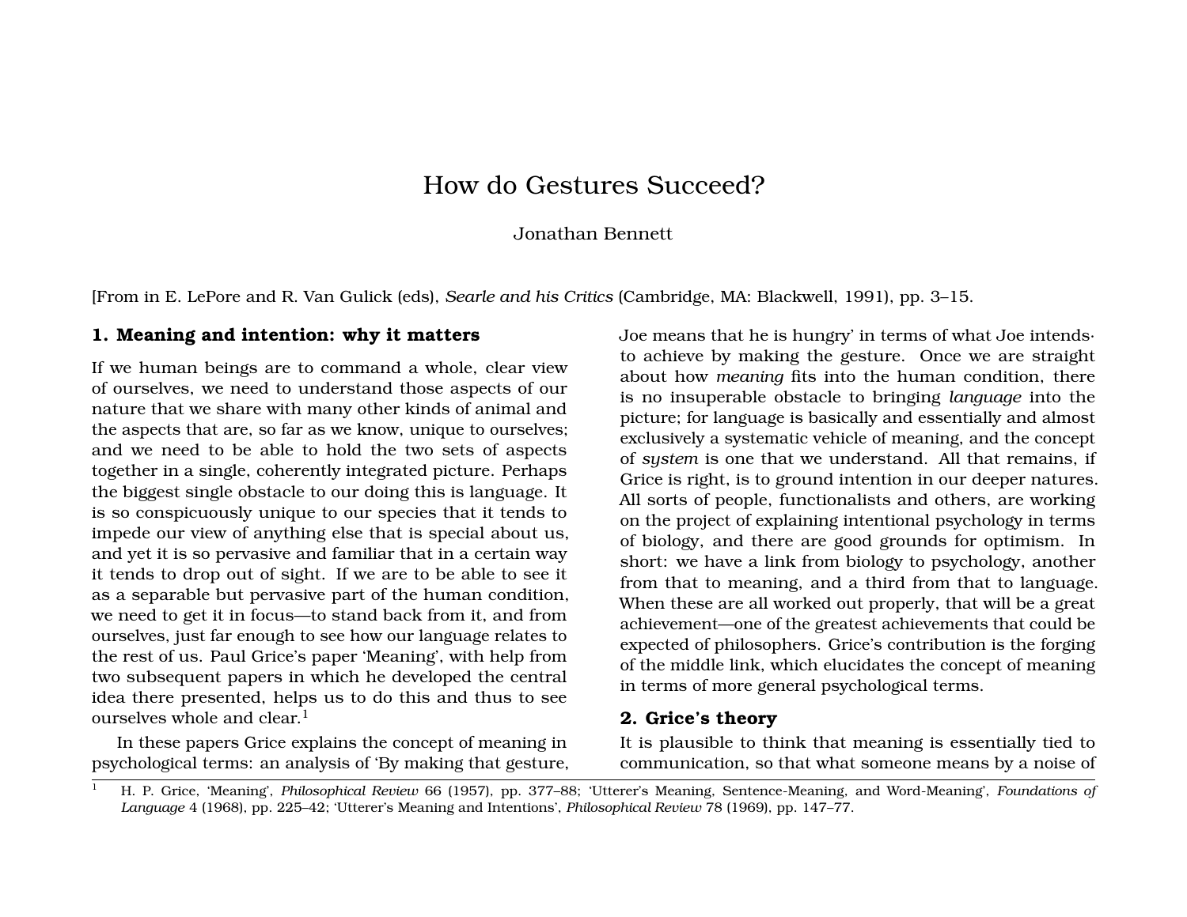# How do Gestures Succeed?

Jonathan Bennett

[From in E. LePore and R. Van Gulick (eds), *Searle and his Critics* (Cambridge, MA: Blackwell, 1991), pp. 3–15.

## 1. Meaning and intention: why it matters

If we human beings are to command a whole, clear view of ourselves, we need to understand those aspects of our nature that we share with many other kinds of animal and the aspects that are, so far as we know, unique to ourselves; and we need to be able to hold the two sets of aspects together in a single, coherently integrated picture. Perhaps the biggest single obstacle to our doing this is language. It is so conspicuously unique to our species that it tends to impede our view of anything else that is special about us, and yet it is so pervasive and familiar that in a certain way it tends to drop out of sight. If we are to be able to see it as a separable but pervasive part of the human condition, we need to get it in focus—to stand back from it, and from ourselves, just far enough to see how our language relates to the rest of us. Paul Grice's paper 'Meaning', with help from two subsequent papers in which he developed the central idea there presented, helps us to do this and thus to see ourselves whole and clear.[1]

In these papers Grice explains the concept of meaning in psychological terms: an analysis of 'By making that gesture, Joe means that he is hungry' in terms of what Joe intends· to achieve by making the gesture. Once we are straight about how *meaning* fits into the human condition, there is no insuperable obstacle to bringing *language* into the picture; for language is basically and essentially and almost exclusively a systematic vehicle of meaning, and the concept of *system* is one that we understand. All that remains, if Grice is right, is to ground intention in our deeper natures. All sorts of people, functionalists and others, are working on the project of explaining intentional psychology in terms of biology, and there are good grounds for optimism. In short: we have a link from biology to psychology, another from that to meaning, and a third from that to language. When these are all worked out properly, that will be a great achievement—one of the greatest achievements that could be expected of philosophers. Grice's contribution is the forging of the middle link, which elucidates the concept of meaning in terms of more general psychological terms.

## 2. Grice's theory

It is plausible to think that meaning is essentially tied to communication, so that what someone means by a noise of

[1] H. P. Grice, 'Meaning', *Philosophical Review* 66 (1957), pp. 377–88; 'Utterer's Meaning, Sentence-Meaning, and Word-Meaning', *Foundations of Language* 4 (1968), pp. 225–42; 'Utterer's Meaning and Intentions', *Philosophical Review* 78 (1969), pp. 147–77.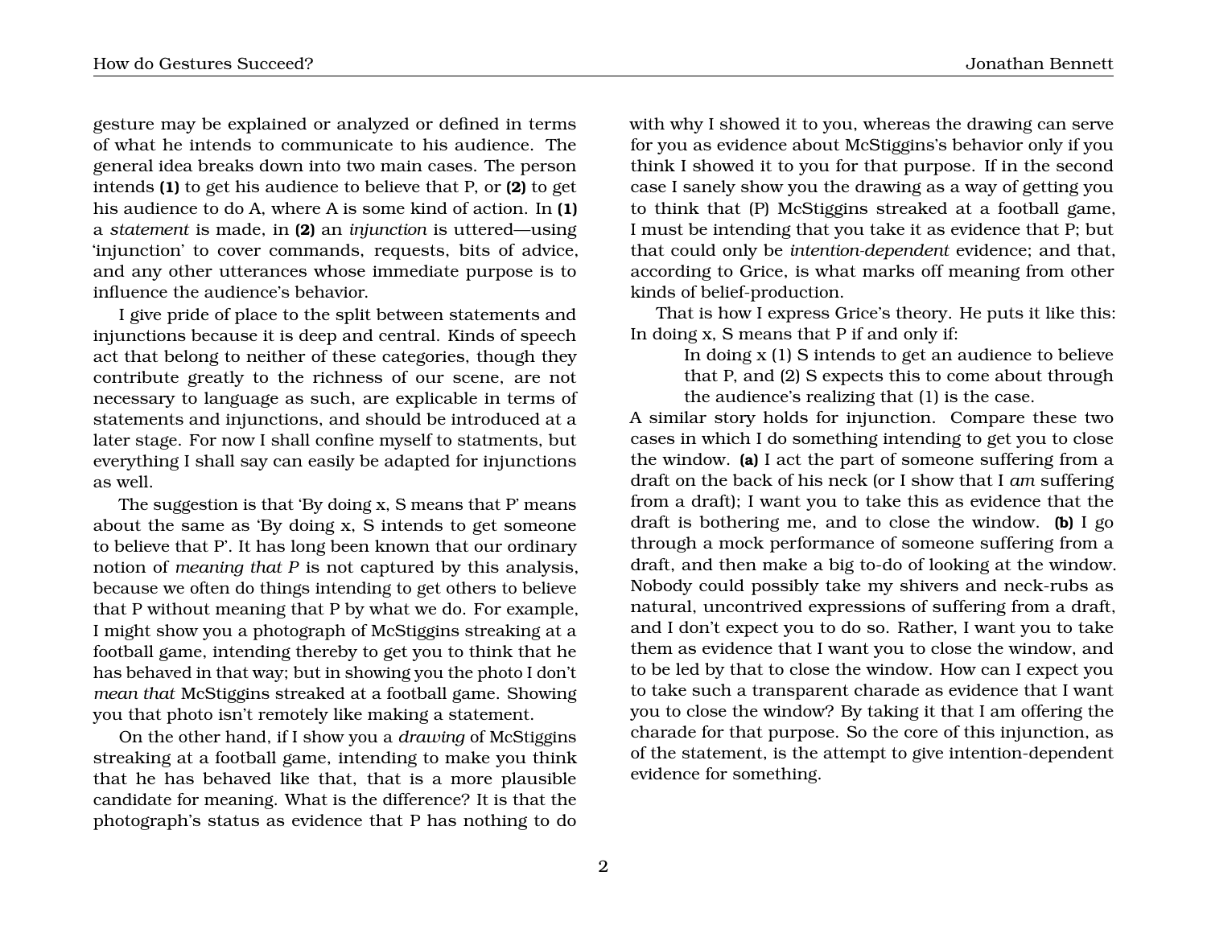gesture may be explained or analyzed or defined in terms of what he intends to communicate to his audience. The general idea breaks down into two main cases. The person intends **(1)** to get his audience to believe that P, or **(2)** to get his audience to do A, where A is some kind of action. In **(1)** a *statement* is made, in **(2)** an *injunction* is uttered—using 'injunction' to cover commands, requests, bits of advice, and any other utterances whose immediate purpose is to influence the audience's behavior.

I give pride of place to the split between statements and injunctions because it is deep and central. Kinds of speech act that belong to neither of these categories, though they contribute greatly to the richness of our scene, are not necessary to language as such, are explicable in terms of statements and injunctions, and should be introduced at a later stage. For now I shall confine myself to statments, but everything I shall say can easily be adapted for injunctions as well.

The suggestion is that 'By doing x, S means that P' means about the same as 'By doing x, S intends to get someone to believe that P'. It has long been known that our ordinary notion of *meaning that P* is not captured by this analysis, because we often do things intending to get others to believe that P without meaning that P by what we do. For example, I might show you a photograph of McStiggins streaking at a football game, intending thereby to get you to think that he has behaved in that way; but in showing you the photo I don't *mean that* McStiggins streaked at a football game. Showing you that photo isn't remotely like making a statement.

On the other hand, if I show you a *drawing* of McStiggins streaking at a football game, intending to make you think that he has behaved like that, that is a more plausible candidate for meaning. What is the difference? It is that the photograph's status as evidence that P has nothing to do with why I showed it to you, whereas the drawing can serve for you as evidence about McStiggins's behavior only if you think I showed it to you for that purpose. If in the second case I sanely show you the drawing as a way of getting you to think that (P) McStiggins streaked at a football game, I must be intending that you take it as evidence that P; but that could only be *intention-dependent* evidence; and that, according to Grice, is what marks off meaning from other kinds of belief-production.

That is how I express Grice's theory. He puts it like this: In doing x, S means that P if and only if:

> In doing x (1) S intends to get an audience to believe that P, and (2) S expects this to come about through the audience's realizing that (1) is the case.

A similar story holds for injunction. Compare these two cases in which I do something intending to get you to close the window. **(a)** I act the part of someone suffering from a draft on the back of his neck (or I show that I *am* suffering from a draft); I want you to take this as evidence that the draft is bothering me, and to close the window. **(b)** I go through a mock performance of someone suffering from a draft, and then make a big to-do of looking at the window. Nobody could possibly take my shivers and neck-rubs as natural, uncontrived expressions of suffering from a draft, and I don't expect you to do so. Rather, I want you to take them as evidence that I want you to close the window, and to be led by that to close the window. How can I expect you to take such a transparent charade as evidence that I want you to close the window? By taking it that I am offering the charade for that purpose. So the core of this injunction, as of the statement, is the attempt to give intention-dependent evidence for something.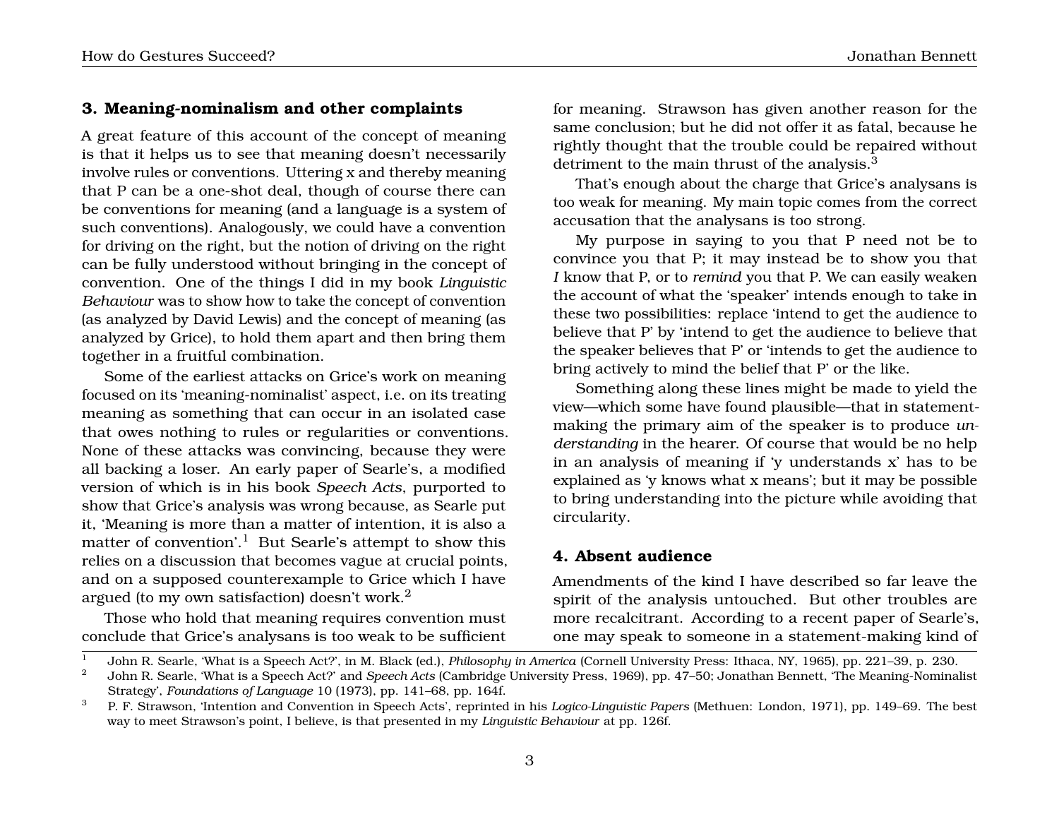## 3. Meaning-nominalism and other complaints

A great feature of this account of the concept of meaning is that it helps us to see that meaning doesn't necessarily involve rules or conventions. Uttering x and thereby meaning that P can be a one-shot deal, though of course there can be conventions for meaning (and a language is a system of such conventions). Analogously, we could have a convention for driving on the right, but the notion of driving on the right can be fully understood without bringing in the concept of convention. One of the things I did in my book *Linguistic Behaviour* was to show how to take the concept of convention (as analyzed by David Lewis) and the concept of meaning (as analyzed by Grice), to hold them apart and then bring them together in a fruitful combination.

Some of the earliest attacks on Grice's work on meaning focused on its 'meaning-nominalist' aspect, i.e. on its treating meaning as something that can occur in an isolated case that owes nothing to rules or regularities or conventions. None of these attacks was convincing, because they were all backing a loser. An early paper of Searle's, a modified version of which is in his book *Speech Acts*, purported to show that Grice's analysis was wrong because, as Searle put it, 'Meaning is more than a matter of intention, it is also a matter of convention'.[1] But Searle's attempt to show this relies on a discussion that becomes vague at crucial points, and on a supposed counterexample to Grice which I have argued (to my own satisfaction) doesn't work.[2]

Those who hold that meaning requires convention must conclude that Grice's analysans is too weak to be sufficient for meaning. Strawson has given another reason for the same conclusion; but he did not offer it as fatal, because he rightly thought that the trouble could be repaired without detriment to the main thrust of the analysis.[3]

That's enough about the charge that Grice's analysans is too weak for meaning. My main topic comes from the correct accusation that the analysans is too strong.

My purpose in saying to you that P need not be to convince you that P; it may instead be to show you that *I* know that P, or to *remind* you that P. We can easily weaken the account of what the 'speaker' intends enough to take in these two possibilities: replace 'intend to get the audience to believe that P' by 'intend to get the audience to believe that the speaker believes that P' or 'intends to get the audience to bring actively to mind the belief that P' or the like.

Something along these lines might be made to yield the view—which some have found plausible—that in statement-making the primary aim of the speaker is to produce *understanding* in the hearer. Of course that would be no help in an analysis of meaning if 'y understands x' has to be explained as 'y knows what x means'; but it may be possible to bring understanding into the picture while avoiding that circularity.

## 4. Absent audience

Amendments of the kind I have described so far leave the spirit of the analysis untouched. But other troubles are more recalcitrant. According to a recent paper of Searle's, one may speak to someone in a statement-making kind of

---

[1] John R. Searle, 'What is a Speech Act?', in M. Black (ed.), *Philosophy in America* (Cornell University Press: Ithaca, NY, 1965), pp. 221–39, p. 230.

[2] John R. Searle, 'What is a Speech Act?' and *Speech Acts* (Cambridge University Press, 1969), pp. 47–50; Jonathan Bennett, 'The Meaning-Nominalist Strategy', *Foundations of Language* 10 (1973), pp. 141–68, pp. 164f.

[3] P. F. Strawson, 'Intention and Convention in Speech Acts', reprinted in his *Logico-Linguistic Papers* (Methuen: London, 1971), pp. 149–69. The best way to meet Strawson's point, I believe, is that presented in my *Linguistic Behaviour* at pp. 126f.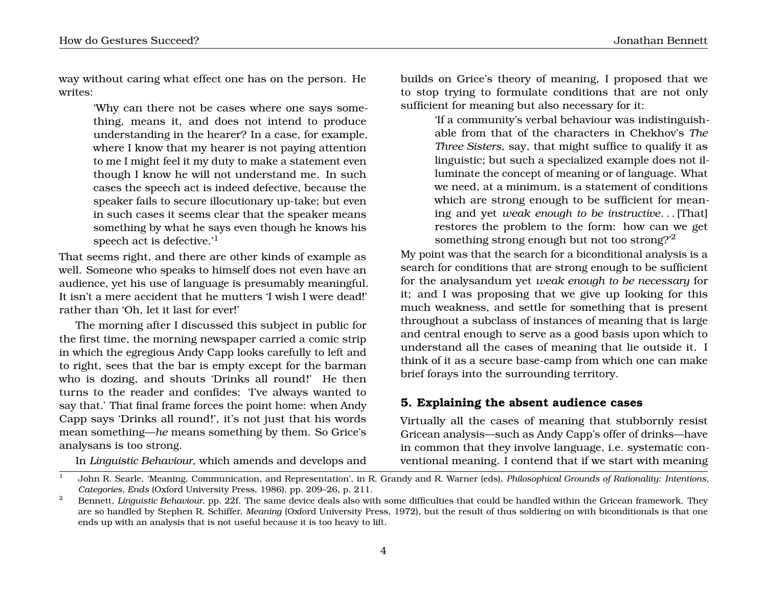way without caring what effect one has on the person. He writes:

> 'Why can there not be cases where one says something, means it, and does not intend to produce understanding in the hearer? In a case, for example, where I know that my hearer is not paying attention to me I might feel it my duty to make a statement even though I know he will not understand me. In such cases the speech act is indeed defective, because the speaker fails to secure illocutionary up-take; but even in such cases it seems clear that the speaker means something by what he says even though he knows his speech act is defective.'[1]

That seems right, and there are other kinds of example as well. Someone who speaks to himself does not even have an audience, yet his use of language is presumably meaningful. It isn't a mere accident that he mutters 'I wish I were dead!' rather than 'Oh, let it last for ever!'

The morning after I discussed this subject in public for the first time, the morning newspaper carried a comic strip in which the egregious Andy Capp looks carefully to left and to right, sees that the bar is empty except for the barman who is dozing, and shouts 'Drinks all round!' He then turns to the reader and confides: 'I've always wanted to say that.' That final frame forces the point home: when Andy Capp says 'Drinks all round!', it's not just that his words mean something—*he* means something by them. So Grice's analysans is too strong.

In *Linguistic Behaviour*, which amends and develops and builds on Grice's theory of meaning, I proposed that we to stop trying to formulate conditions that are not only sufficient for meaning but also necessary for it:

> 'If a community's verbal behaviour was indistinguishable from that of the characters in Chekhov's *The Three Sisters*, say, that might suffice to qualify it as linguistic; but such a specialized example does not illuminate the concept of meaning or of language. What we need, at a minimum, is a statement of conditions which are strong enough to be sufficient for meaning and yet *weak enough to be instructive*. . . [That] restores the problem to the form: how can we get something strong enough but not too strong?'[2]

My point was that the search for a biconditional analysis is a search for conditions that are strong enough to be sufficient for the analysandum yet *weak enough to be necessary* for it; and I was proposing that we give up looking for this much weakness, and settle for something that is present throughout a subclass of instances of meaning that is large and central enough to serve as a good basis upon which to understand all the cases of meaning that lie outside it. I think of it as a secure base-camp from which one can make brief forays into the surrounding territory.

## 5. Explaining the absent audience cases

Virtually all the cases of meaning that stubbornly resist Gricean analysis—such as Andy Capp's offer of drinks—have in common that they involve language, i.e. systematic conventional meaning. I contend that if we start with meaning

---

[1] John R. Searle, 'Meaning, Communication, and Representation', in R. Grandy and R. Warner (eds), *Philosophical Grounds of Rationality: Intentions, Categories, Ends* (Oxford University Press, 1986), pp. 209–26, p. 211.

[2] Bennett, *Linguistic Behaviour*, pp. 22f. The same device deals also with some difficulties that could be handled within the Gricean framework. They are so handled by Stephen R. Schiffer, *Meaning* (Oxford University Press, 1972), but the result of thus soldiering on with biconditionals is that one ends up with an analysis that is not useful because it is too heavy to lift.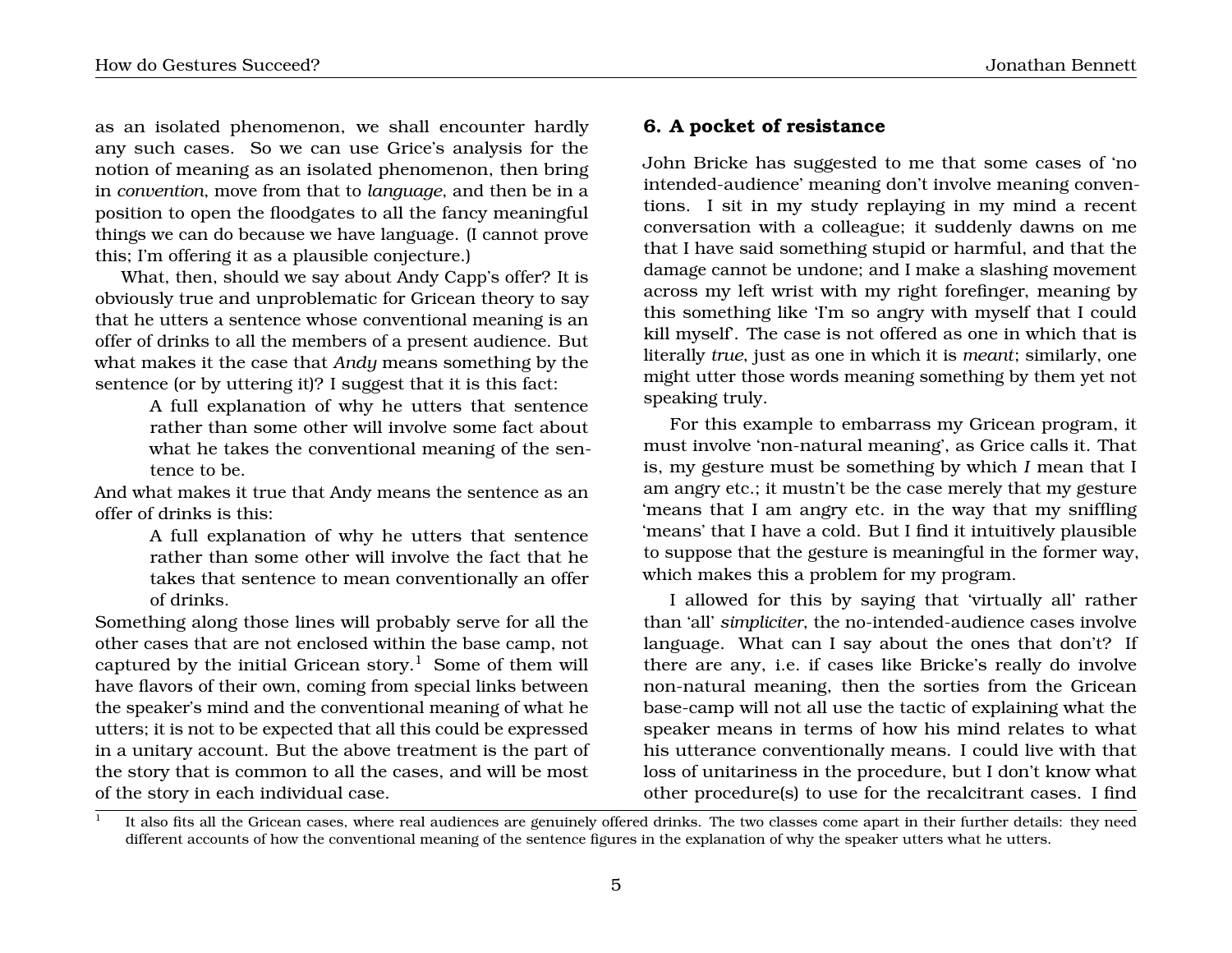as an isolated phenomenon, we shall encounter hardly any such cases. So we can use Grice's analysis for the notion of meaning as an isolated phenomenon, then bring in *convention*, move from that to *language*, and then be in a position to open the floodgates to all the fancy meaningful things we can do because we have language. (I cannot prove this; I'm offering it as a plausible conjecture.)

What, then, should we say about Andy Capp's offer? It is obviously true and unproblematic for Gricean theory to say that he utters a sentence whose conventional meaning is an offer of drinks to all the members of a present audience. But what makes it the case that *Andy* means something by the sentence (or by uttering it)? I suggest that it is this fact:

> A full explanation of why he utters that sentence rather than some other will involve some fact about what he takes the conventional meaning of the sentence to be.

And what makes it true that Andy means the sentence as an offer of drinks is this:

> A full explanation of why he utters that sentence rather than some other will involve the fact that he takes that sentence to mean conventionally an offer of drinks.

Something along those lines will probably serve for all the other cases that are not enclosed within the base camp, not captured by the initial Gricean story.[1] Some of them will have flavors of their own, coming from special links between the speaker's mind and the conventional meaning of what he utters; it is not to be expected that all this could be expressed in a unitary account. But the above treatment is the part of the story that is common to all the cases, and will be most of the story in each individual case.

## 6. A pocket of resistance

John Bricke has suggested to me that some cases of 'no intended-audience' meaning don't involve meaning conventions. I sit in my study replaying in my mind a recent conversation with a colleague; it suddenly dawns on me that I have said something stupid or harmful, and that the damage cannot be undone; and I make a slashing movement across my left wrist with my right forefinger, meaning by this something like 'I'm so angry with myself that I could kill myself'. The case is not offered as one in which that is literally *true*, just as one in which it is *meant*; similarly, one might utter those words meaning something by them yet not speaking truly.

For this example to embarrass my Gricean program, it must involve 'non-natural meaning', as Grice calls it. That is, my gesture must be something by which *I* mean that I am angry etc.; it mustn't be the case merely that my gesture 'means that I am angry etc. in the way that my sniffling 'means' that I have a cold. But I find it intuitively plausible to suppose that the gesture is meaningful in the former way, which makes this a problem for my program.

I allowed for this by saying that 'virtually all' rather than 'all' *simpliciter*, the no-intended-audience cases involve language. What can I say about the ones that don't? If there are any, i.e. if cases like Bricke's really do involve non-natural meaning, then the sorties from the Gricean base-camp will not all use the tactic of explaining what the speaker means in terms of how his mind relates to what his utterance conventionally means. I could live with that loss of unitariness in the procedure, but I don't know what other procedure(s) to use for the recalcitrant cases. I find

[1] It also fits all the Gricean cases, where real audiences are genuinely offered drinks. The two classes come apart in their further details: they need different accounts of how the conventional meaning of the sentence figures in the explanation of why the speaker utters what he utters.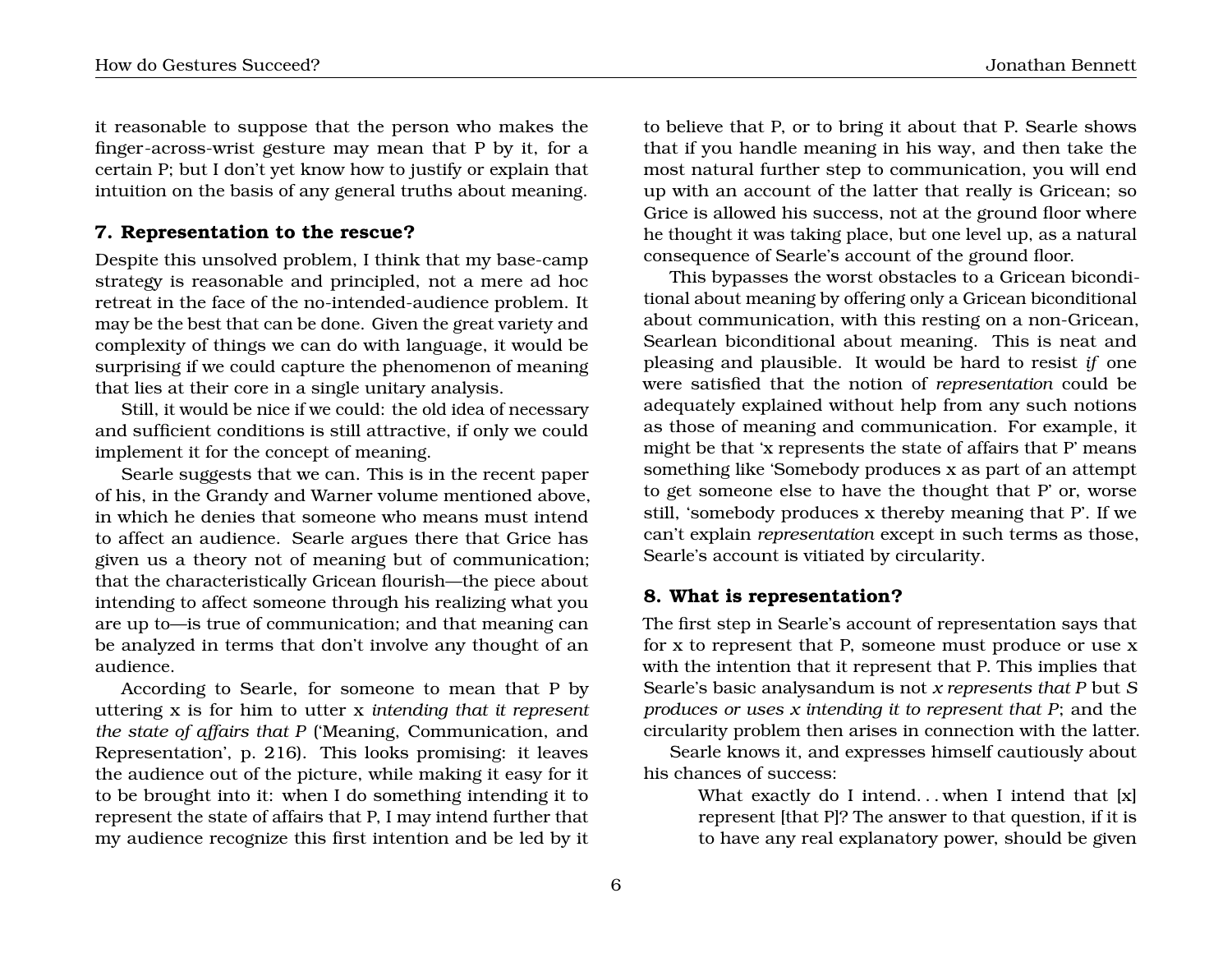it reasonable to suppose that the person who makes the finger-across-wrist gesture may mean that P by it, for a certain P; but I don't yet know how to justify or explain that intuition on the basis of any general truths about meaning.

## 7. Representation to the rescue?

Despite this unsolved problem, I think that my base-camp strategy is reasonable and principled, not a mere ad hoc retreat in the face of the no-intended-audience problem. It may be the best that can be done. Given the great variety and complexity of things we can do with language, it would be surprising if we could capture the phenomenon of meaning that lies at their core in a single unitary analysis.

Still, it would be nice if we could: the old idea of necessary and sufficient conditions is still attractive, if only we could implement it for the concept of meaning.

Searle suggests that we can. This is in the recent paper of his, in the Grandy and Warner volume mentioned above, in which he denies that someone who means must intend to affect an audience. Searle argues there that Grice has given us a theory not of meaning but of communication; that the characteristically Gricean flourish—the piece about intending to affect someone through his realizing what you are up to—is true of communication; and that meaning can be analyzed in terms that don't involve any thought of an audience.

According to Searle, for someone to mean that P by uttering x is for him to utter x *intending that it represent the state of affairs that P* ('Meaning, Communication, and Representation', p. 216). This looks promising: it leaves the audience out of the picture, while making it easy for it to be brought into it: when I do something intending it to represent the state of affairs that P, I may intend further that my audience recognize this first intention and be led by it to believe that P, or to bring it about that P. Searle shows that if you handle meaning in his way, and then take the most natural further step to communication, you will end up with an account of the latter that really is Gricean; so Grice is allowed his success, not at the ground floor where he thought it was taking place, but one level up, as a natural consequence of Searle's account of the ground floor.

This bypasses the worst obstacles to a Gricean biconditional about meaning by offering only a Gricean biconditional about communication, with this resting on a non-Gricean, Searlean biconditional about meaning. This is neat and pleasing and plausible. It would be hard to resist *if* one were satisfied that the notion of *representation* could be adequately explained without help from any such notions as those of meaning and communication. For example, it might be that 'x represents the state of affairs that P' means something like 'Somebody produces x as part of an attempt to get someone else to have the thought that P' or, worse still, 'somebody produces x thereby meaning that P'. If we can't explain *representation* except in such terms as those, Searle's account is vitiated by circularity.

## 8. What is representation?

The first step in Searle's account of representation says that for x to represent that P, someone must produce or use x with the intention that it represent that P. This implies that Searle's basic analysandum is not *x represents that P* but *S produces or uses x intending it to represent that P*; and the circularity problem then arises in connection with the latter.

Searle knows it, and expresses himself cautiously about his chances of success:

> What exactly do I intend. . . when I intend that [x] represent [that P]? The answer to that question, if it is to have any real explanatory power, should be given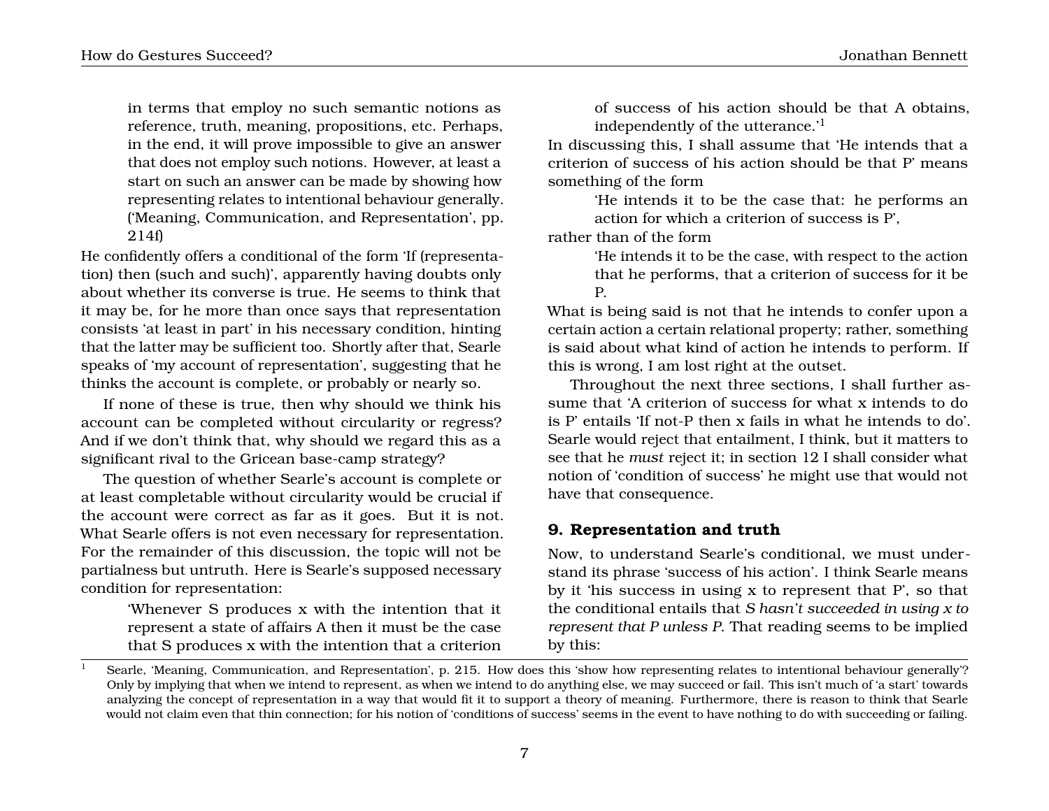> in terms that employ no such semantic notions as reference, truth, meaning, propositions, etc. Perhaps, in the end, it will prove impossible to give an answer that does not employ such notions. However, at least a start on such an answer can be made by showing how representing relates to intentional behaviour generally. ('Meaning, Communication, and Representation', pp. 214f)

He confidently offers a conditional of the form 'If (representation) then (such and such)', apparently having doubts only about whether its converse is true. He seems to think that it may be, for he more than once says that representation consists 'at least in part' in his necessary condition, hinting that the latter may be sufficient too. Shortly after that, Searle speaks of 'my account of representation', suggesting that he thinks the account is complete, or probably or nearly so.

If none of these is true, then why should we think his account can be completed without circularity or regress? And if we don't think that, why should we regard this as a significant rival to the Gricean base-camp strategy?

The question of whether Searle's account is complete or at least completable without circularity would be crucial if the account were correct as far as it goes. But it is not. What Searle offers is not even necessary for representation. For the remainder of this discussion, the topic will not be partialness but untruth. Here is Searle's supposed necessary condition for representation:

> 'Whenever S produces x with the intention that it represent a state of affairs A then it must be the case that S produces x with the intention that a criterion of success of his action should be that A obtains, independently of the utterance.'[1]

In discussing this, I shall assume that 'He intends that a criterion of success of his action should be that P' means something of the form

> 'He intends it to be the case that: he performs an action for which a criterion of success is P',

rather than of the form

> 'He intends it to be the case, with respect to the action that he performs, that a criterion of success for it be P.

What is being said is not that he intends to confer upon a certain action a certain relational property; rather, something is said about what kind of action he intends to perform. If this is wrong, I am lost right at the outset.

Throughout the next three sections, I shall further assume that 'A criterion of success for what x intends to do is P' entails 'If not-P then x fails in what he intends to do'. Searle would reject that entailment, I think, but it matters to see that he *must* reject it; in section 12 I shall consider what notion of 'condition of success' he might use that would not have that consequence.

## 9. Representation and truth

Now, to understand Searle's conditional, we must understand its phrase 'success of his action'. I think Searle means by it 'his success in using x to represent that P', so that the conditional entails that *S hasn't succeeded in using x to represent that P unless P*. That reading seems to be implied by this:

[1] Searle, 'Meaning, Communication, and Representation', p. 215. How does this 'show how representing relates to intentional behaviour generally'? Only by implying that when we intend to represent, as when we intend to do anything else, we may succeed or fail. This isn't much of 'a start' towards analyzing the concept of representation in a way that would fit it to support a theory of meaning. Furthermore, there is reason to think that Searle would not claim even that thin connection; for his notion of 'conditions of success' seems in the event to have nothing to do with succeeding or failing.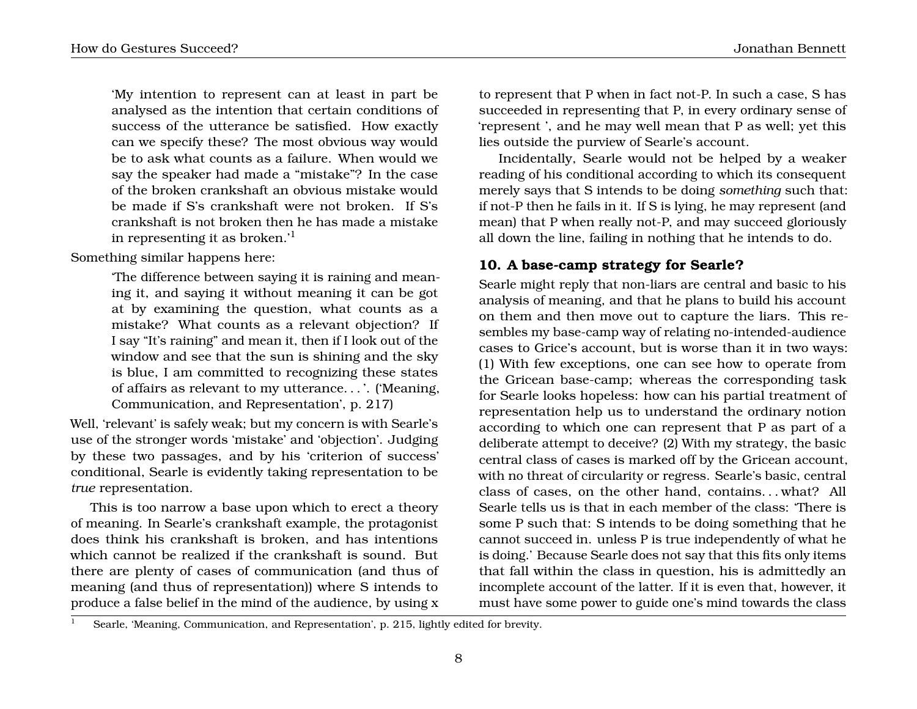> 'My intention to represent can at least in part be analysed as the intention that certain conditions of success of the utterance be satisfied. How exactly can we specify these? The most obvious way would be to ask what counts as a failure. When would we say the speaker had made a "mistake"? In the case of the broken crankshaft an obvious mistake would be made if S's crankshaft were not broken. If S's crankshaft is not broken then he has made a mistake in representing it as broken.'[1]

Something similar happens here:

> 'The difference between saying it is raining and meaning it, and saying it without meaning it can be got at by examining the question, what counts as a mistake? What counts as a relevant objection? If I say "It's raining" and mean it, then if I look out of the window and see that the sun is shining and the sky is blue, I am committed to recognizing these states of affairs as relevant to my utterance. . . '. ('Meaning, Communication, and Representation', p. 217)

Well, 'relevant' is safely weak; but my concern is with Searle's use of the stronger words 'mistake' and 'objection'. Judging by these two passages, and by his 'criterion of success' conditional, Searle is evidently taking representation to be *true* representation.

This is too narrow a base upon which to erect a theory of meaning. In Searle's crankshaft example, the protagonist does think his crankshaft is broken, and has intentions which cannot be realized if the crankshaft is sound. But there are plenty of cases of communication (and thus of meaning (and thus of representation)) where S intends to produce a false belief in the mind of the audience, by using x to represent that P when in fact not-P. In such a case, S has succeeded in representing that P, in every ordinary sense of 'represent ', and he may well mean that P as well; yet this lies outside the purview of Searle's account.

Incidentally, Searle would not be helped by a weaker reading of his conditional according to which its consequent merely says that S intends to be doing *something* such that: if not-P then he fails in it. If S is lying, he may represent (and mean) that P when really not-P, and may succeed gloriously all down the line, failing in nothing that he intends to do.

## 10. A base-camp strategy for Searle?

Searle might reply that non-liars are central and basic to his analysis of meaning, and that he plans to build his account on them and then move out to capture the liars. This resembles my base-camp way of relating no-intended-audience cases to Grice's account, but is worse than it in two ways: (1) With few exceptions, one can see how to operate from the Gricean base-camp; whereas the corresponding task for Searle looks hopeless: how can his partial treatment of representation help us to understand the ordinary notion according to which one can represent that P as part of a deliberate attempt to deceive? (2) With my strategy, the basic central class of cases is marked off by the Gricean account, with no threat of circularity or regress. Searle's basic, central class of cases, on the other hand, contains. . . what? All Searle tells us is that in each member of the class: 'There is some P such that: S intends to be doing something that he cannot succeed in. unless P is true independently of what he is doing.' Because Searle does not say that this fits only items that fall within the class in question, his is admittedly an incomplete account of the latter. If it is even that, however, it must have some power to guide one's mind towards the class

[1] Searle, 'Meaning, Communication, and Representation', p. 215, lightly edited for brevity.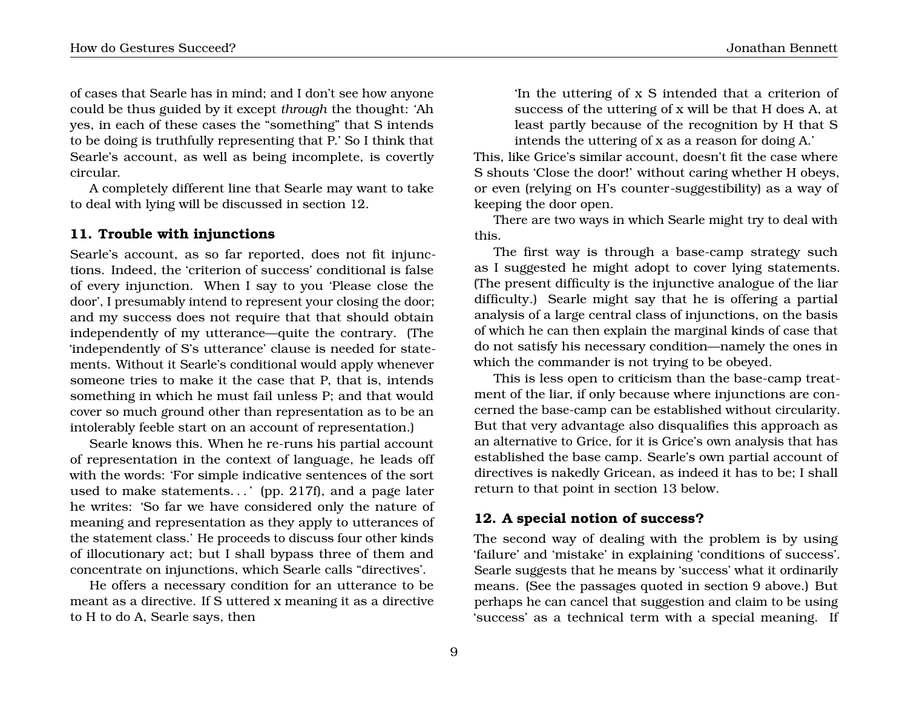of cases that Searle has in mind; and I don't see how anyone could be thus guided by it except *through* the thought: 'Ah yes, in each of these cases the "something" that S intends to be doing is truthfully representing that P.' So I think that Searle's account, as well as being incomplete, is covertly circular.

A completely different line that Searle may want to take to deal with lying will be discussed in section 12.

## 11. Trouble with injunctions

Searle's account, as so far reported, does not fit injunctions. Indeed, the 'criterion of success' conditional is false of every injunction. When I say to you 'Please close the door', I presumably intend to represent your closing the door; and my success does not require that that should obtain independently of my utterance—quite the contrary. (The 'independently of S's utterance' clause is needed for statements. Without it Searle's conditional would apply whenever someone tries to make it the case that P, that is, intends something in which he must fail unless P; and that would cover so much ground other than representation as to be an intolerably feeble start on an account of representation.)

Searle knows this. When he re-runs his partial account of representation in the context of language, he leads off with the words: 'For simple indicative sentences of the sort used to make statements. . . ' (pp. 217f), and a page later he writes: 'So far we have considered only the nature of meaning and representation as they apply to utterances of the statement class.' He proceeds to discuss four other kinds of illocutionary act; but I shall bypass three of them and concentrate on injunctions, which Searle calls "directives'.

He offers a necessary condition for an utterance to be meant as a directive. If S uttered x meaning it as a directive to H to do A, Searle says, then

> 'In the uttering of x S intended that a criterion of success of the uttering of x will be that H does A, at least partly because of the recognition by H that S intends the uttering of x as a reason for doing A.'

This, like Grice's similar account, doesn't fit the case where S shouts 'Close the door!' without caring whether H obeys, or even (relying on H's counter-suggestibility) as a way of keeping the door open.

There are two ways in which Searle might try to deal with this.

The first way is through a base-camp strategy such as I suggested he might adopt to cover lying statements. (The present difficulty is the injunctive analogue of the liar difficulty.) Searle might say that he is offering a partial analysis of a large central class of injunctions, on the basis of which he can then explain the marginal kinds of case that do not satisfy his necessary condition—namely the ones in which the commander is not trying to be obeyed.

This is less open to criticism than the base-camp treatment of the liar, if only because where injunctions are concerned the base-camp can be established without circularity. But that very advantage also disqualifies this approach as an alternative to Grice, for it is Grice's own analysis that has established the base camp. Searle's own partial account of directives is nakedly Gricean, as indeed it has to be; I shall return to that point in section 13 below.

## 12. A special notion of success?

The second way of dealing with the problem is by using 'failure' and 'mistake' in explaining 'conditions of success'. Searle suggests that he means by 'success' what it ordinarily means. (See the passages quoted in section 9 above.) But perhaps he can cancel that suggestion and claim to be using 'success' as a technical term with a special meaning. If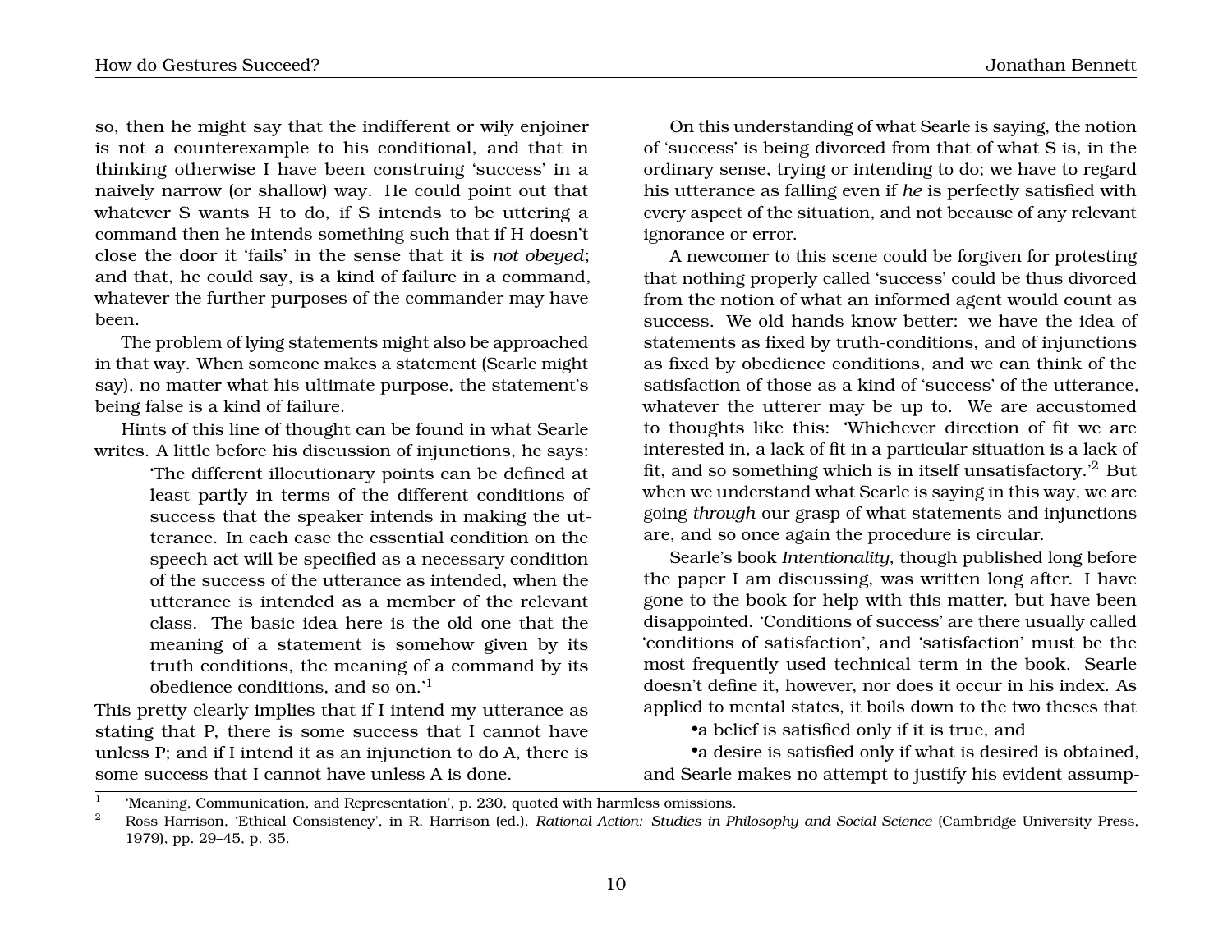so, then he might say that the indifferent or wily enjoiner is not a counterexample to his conditional, and that in thinking otherwise I have been construing 'success' in a naively narrow (or shallow) way. He could point out that whatever S wants H to do, if S intends to be uttering a command then he intends something such that if H doesn't close the door it 'fails' in the sense that it is *not obeyed*; and that, he could say, is a kind of failure in a command, whatever the further purposes of the commander may have been.

The problem of lying statements might also be approached in that way. When someone makes a statement (Searle might say), no matter what his ultimate purpose, the statement's being false is a kind of failure.

Hints of this line of thought can be found in what Searle writes. A little before his discussion of injunctions, he says:

> 'The different illocutionary points can be defined at least partly in terms of the different conditions of success that the speaker intends in making the utterance. In each case the essential condition on the speech act will be specified as a necessary condition of the success of the utterance as intended, when the utterance is intended as a member of the relevant class. The basic idea here is the old one that the meaning of a statement is somehow given by its truth conditions, the meaning of a command by its obedience conditions, and so on.'[1]

This pretty clearly implies that if I intend my utterance as stating that P, there is some success that I cannot have unless P; and if I intend it as an injunction to do A, there is some success that I cannot have unless A is done.

On this understanding of what Searle is saying, the notion of 'success' is being divorced from that of what S is, in the ordinary sense, trying or intending to do; we have to regard his utterance as falling even if *he* is perfectly satisfied with every aspect of the situation, and not because of any relevant ignorance or error.

A newcomer to this scene could be forgiven for protesting that nothing properly called 'success' could be thus divorced from the notion of what an informed agent would count as success. We old hands know better: we have the idea of statements as fixed by truth-conditions, and of injunctions as fixed by obedience conditions, and we can think of the satisfaction of those as a kind of 'success' of the utterance, whatever the utterer may be up to. We are accustomed to thoughts like this: 'Whichever direction of fit we are interested in, a lack of fit in a particular situation is a lack of fit, and so something which is in itself unsatisfactory.'[2] But when we understand what Searle is saying in this way, we are going *through* our grasp of what statements and injunctions are, and so once again the procedure is circular.

Searle's book *Intentionality*, though published long before the paper I am discussing, was written long after. I have gone to the book for help with this matter, but have been disappointed. 'Conditions of success' are there usually called 'conditions of satisfaction', and 'satisfaction' must be the most frequently used technical term in the book. Searle doesn't define it, however, nor does it occur in his index. As applied to mental states, it boils down to the two theses that

- a belief is satisfied only if it is true, and
- a desire is satisfied only if what is desired is obtained,

and Searle makes no attempt to justify his evident assump-

---

[1] 'Meaning, Communication, and Representation', p. 230, quoted with harmless omissions.

[2] Ross Harrison, 'Ethical Consistency', in R. Harrison (ed.), *Rational Action: Studies in Philosophy and Social Science* (Cambridge University Press, 1979), pp. 29–45, p. 35.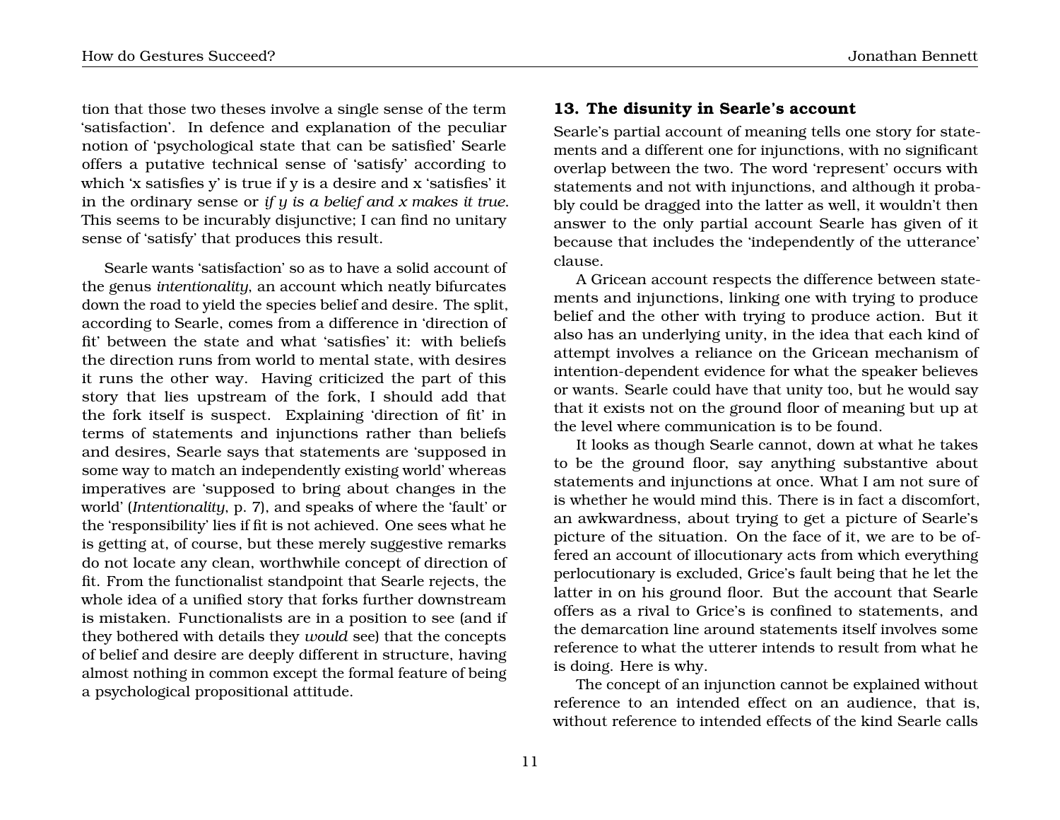tion that those two theses involve a single sense of the term 'satisfaction'. In defence and explanation of the peculiar notion of 'psychological state that can be satisfied' Searle offers a putative technical sense of 'satisfy' according to which 'x satisfies y' is true if y is a desire and x 'satisfies' it in the ordinary sense or *if y is a belief and x makes it true*. This seems to be incurably disjunctive; I can find no unitary sense of 'satisfy' that produces this result.

Searle wants 'satisfaction' so as to have a solid account of the genus *intentionality*, an account which neatly bifurcates down the road to yield the species belief and desire. The split, according to Searle, comes from a difference in 'direction of fit' between the state and what 'satisfies' it: with beliefs the direction runs from world to mental state, with desires it runs the other way. Having criticized the part of this story that lies upstream of the fork, I should add that the fork itself is suspect. Explaining 'direction of fit' in terms of statements and injunctions rather than beliefs and desires, Searle says that statements are 'supposed in some way to match an independently existing world' whereas imperatives are 'supposed to bring about changes in the world' (*Intentionality*, p. 7), and speaks of where the 'fault' or the 'responsibility' lies if fit is not achieved. One sees what he is getting at, of course, but these merely suggestive remarks do not locate any clean, worthwhile concept of direction of fit. From the functionalist standpoint that Searle rejects, the whole idea of a unified story that forks further downstream is mistaken. Functionalists are in a position to see (and if they bothered with details they *would* see) that the concepts of belief and desire are deeply different in structure, having almost nothing in common except the formal feature of being a psychological propositional attitude.

## 13. The disunity in Searle's account

Searle's partial account of meaning tells one story for statements and a different one for injunctions, with no significant overlap between the two. The word 'represent' occurs with statements and not with injunctions, and although it probably could be dragged into the latter as well, it wouldn't then answer to the only partial account Searle has given of it because that includes the 'independently of the utterance' clause.

A Gricean account respects the difference between statements and injunctions, linking one with trying to produce belief and the other with trying to produce action. But it also has an underlying unity, in the idea that each kind of attempt involves a reliance on the Gricean mechanism of intention-dependent evidence for what the speaker believes or wants. Searle could have that unity too, but he would say that it exists not on the ground floor of meaning but up at the level where communication is to be found.

It looks as though Searle cannot, down at what he takes to be the ground floor, say anything substantive about statements and injunctions at once. What I am not sure of is whether he would mind this. There is in fact a discomfort, an awkwardness, about trying to get a picture of Searle's picture of the situation. On the face of it, we are to be offered an account of illocutionary acts from which everything perlocutionary is excluded, Grice's fault being that he let the latter in on his ground floor. But the account that Searle offers as a rival to Grice's is confined to statements, and the demarcation line around statements itself involves some reference to what the utterer intends to result from what he is doing. Here is why.

The concept of an injunction cannot be explained without reference to an intended effect on an audience, that is, without reference to intended effects of the kind Searle calls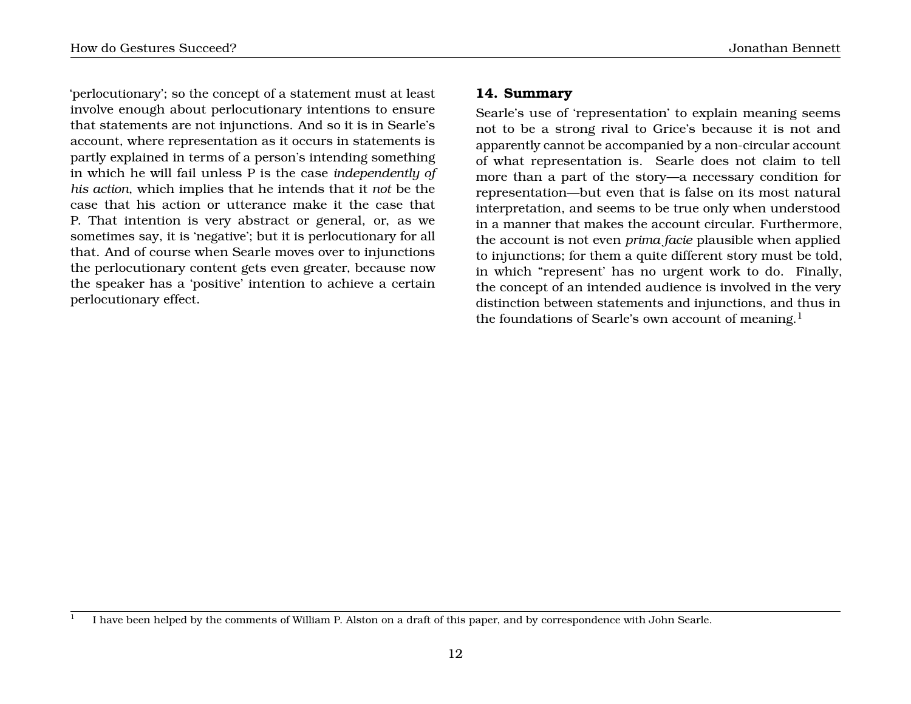'perlocutionary'; so the concept of a statement must at least involve enough about perlocutionary intentions to ensure that statements are not injunctions. And so it is in Searle's account, where representation as it occurs in statements is partly explained in terms of a person's intending something in which he will fail unless P is the case *independently of his action*, which implies that he intends that it *not* be the case that his action or utterance make it the case that P. That intention is very abstract or general, or, as we sometimes say, it is 'negative'; but it is perlocutionary for all that. And of course when Searle moves over to injunctions the perlocutionary content gets even greater, because now the speaker has a 'positive' intention to achieve a certain perlocutionary effect.

## 14. Summary

Searle's use of 'representation' to explain meaning seems not to be a strong rival to Grice's because it is not and apparently cannot be accompanied by a non-circular account of what representation is. Searle does not claim to tell more than a part of the story—a necessary condition for representation—but even that is false on its most natural interpretation, and seems to be true only when understood in a manner that makes the account circular. Furthermore, the account is not even *prima facie* plausible when applied to injunctions; for them a quite different story must be told, in which "represent' has no urgent work to do. Finally, the concept of an intended audience is involved in the very distinction between statements and injunctions, and thus in the foundations of Searle's own account of meaning.[1]

[1] I have been helped by the comments of William P. Alston on a draft of this paper, and by correspondence with John Searle.